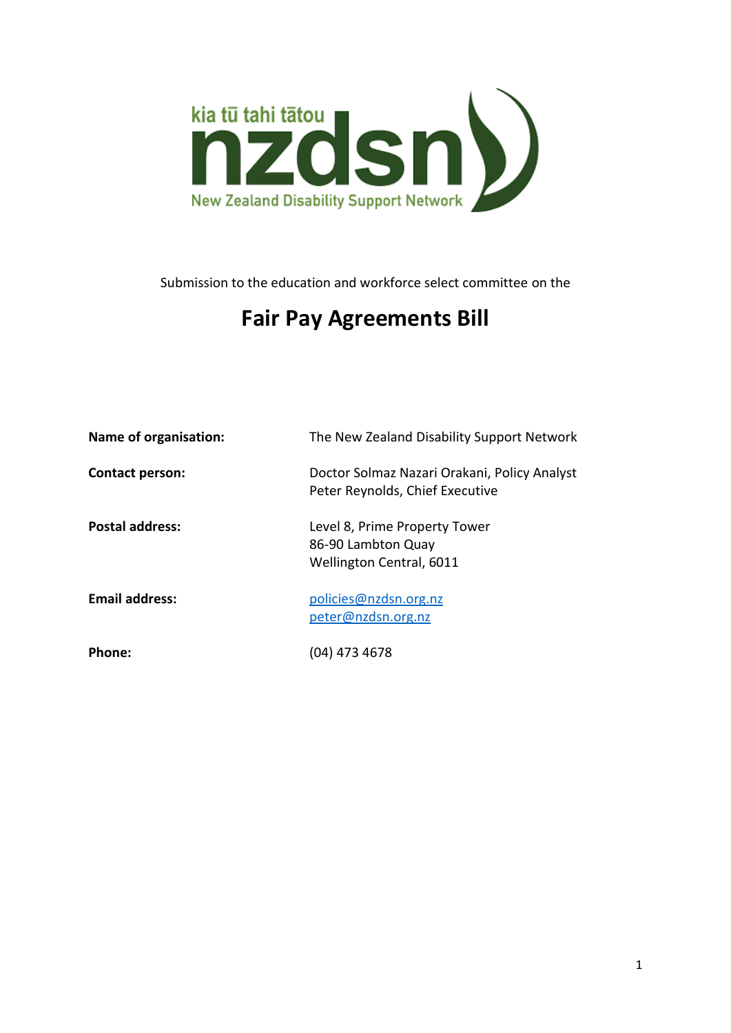kia tū tahi tātou

nzdsn

New Zealand Disability Support Network

Submission to the education and workforce select committee on the

# Fair Pay Agreements Bill

| | |
|---|---|
| **Name of organisation:** | The New Zealand Disability Support Network |
| **Contact person:** | Doctor Solmaz Nazari Orakani, Policy Analyst<br>Peter Reynolds, Chief Executive |
| **Postal address:** | Level 8, Prime Property Tower<br>86-90 Lambton Quay<br>Wellington Central, 6011 |
| **Email address:** | policies@nzdsn.org.nz<br>peter@nzdsn.org.nz |
| **Phone:** | (04) 473 4678 |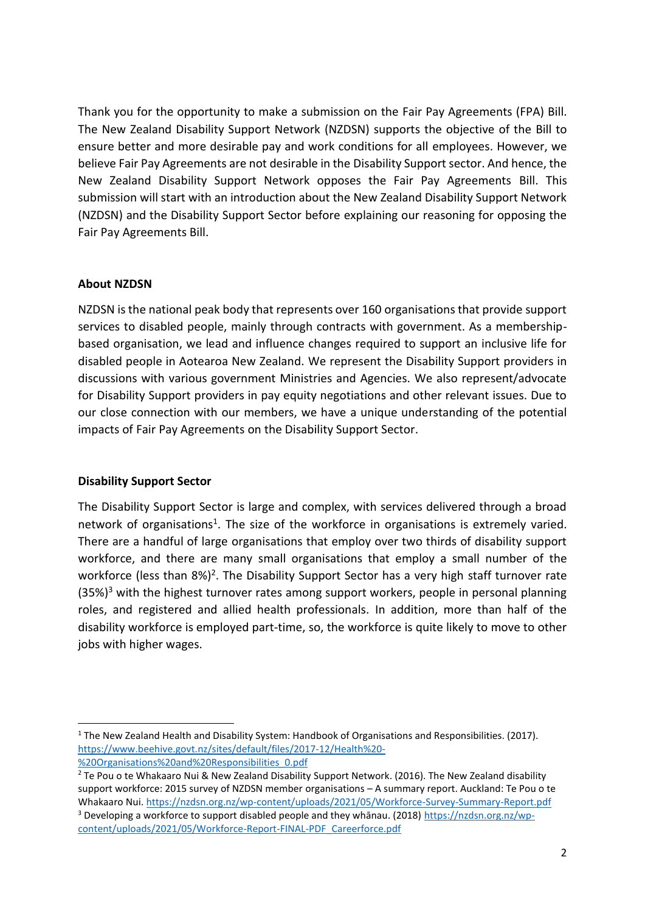Thank you for the opportunity to make a submission on the Fair Pay Agreements (FPA) Bill. The New Zealand Disability Support Network (NZDSN) supports the objective of the Bill to ensure better and more desirable pay and work conditions for all employees. However, we believe Fair Pay Agreements are not desirable in the Disability Support sector. And hence, the New Zealand Disability Support Network opposes the Fair Pay Agreements Bill. This submission will start with an introduction about the New Zealand Disability Support Network (NZDSN) and the Disability Support Sector before explaining our reasoning for opposing the Fair Pay Agreements Bill.

**About NZDSN**

NZDSN is the national peak body that represents over 160 organisations that provide support services to disabled people, mainly through contracts with government. As a membership-based organisation, we lead and influence changes required to support an inclusive life for disabled people in Aotearoa New Zealand. We represent the Disability Support providers in discussions with various government Ministries and Agencies. We also represent/advocate for Disability Support providers in pay equity negotiations and other relevant issues. Due to our close connection with our members, we have a unique understanding of the potential impacts of Fair Pay Agreements on the Disability Support Sector.

**Disability Support Sector**

The Disability Support Sector is large and complex, with services delivered through a broad network of organisations[1]. The size of the workforce in organisations is extremely varied. There are a handful of large organisations that employ over two thirds of disability support workforce, and there are many small organisations that employ a small number of the workforce (less than 8%)[2]. The Disability Support Sector has a very high staff turnover rate (35%)[3] with the highest turnover rates among support workers, people in personal planning roles, and registered and allied health professionals. In addition, more than half of the disability workforce is employed part-time, so, the workforce is quite likely to move to other jobs with higher wages.

---

[1] The New Zealand Health and Disability System: Handbook of Organisations and Responsibilities. (2017). https://www.beehive.govt.nz/sites/default/files/2017-12/Health%20-%20Organisations%20and%20Responsibilities_0.pdf

[2] Te Pou o te Whakaaro Nui & New Zealand Disability Support Network. (2016). The New Zealand disability support workforce: 2015 survey of NZDSN member organisations – A summary report. Auckland: Te Pou o te Whakaaro Nui. https://nzdsn.org.nz/wp-content/uploads/2021/05/Workforce-Survey-Summary-Report.pdf

[3] Developing a workforce to support disabled people and they whānau. (2018) https://nzdsn.org.nz/wp-content/uploads/2021/05/Workforce-Report-FINAL-PDF_Careerforce.pdf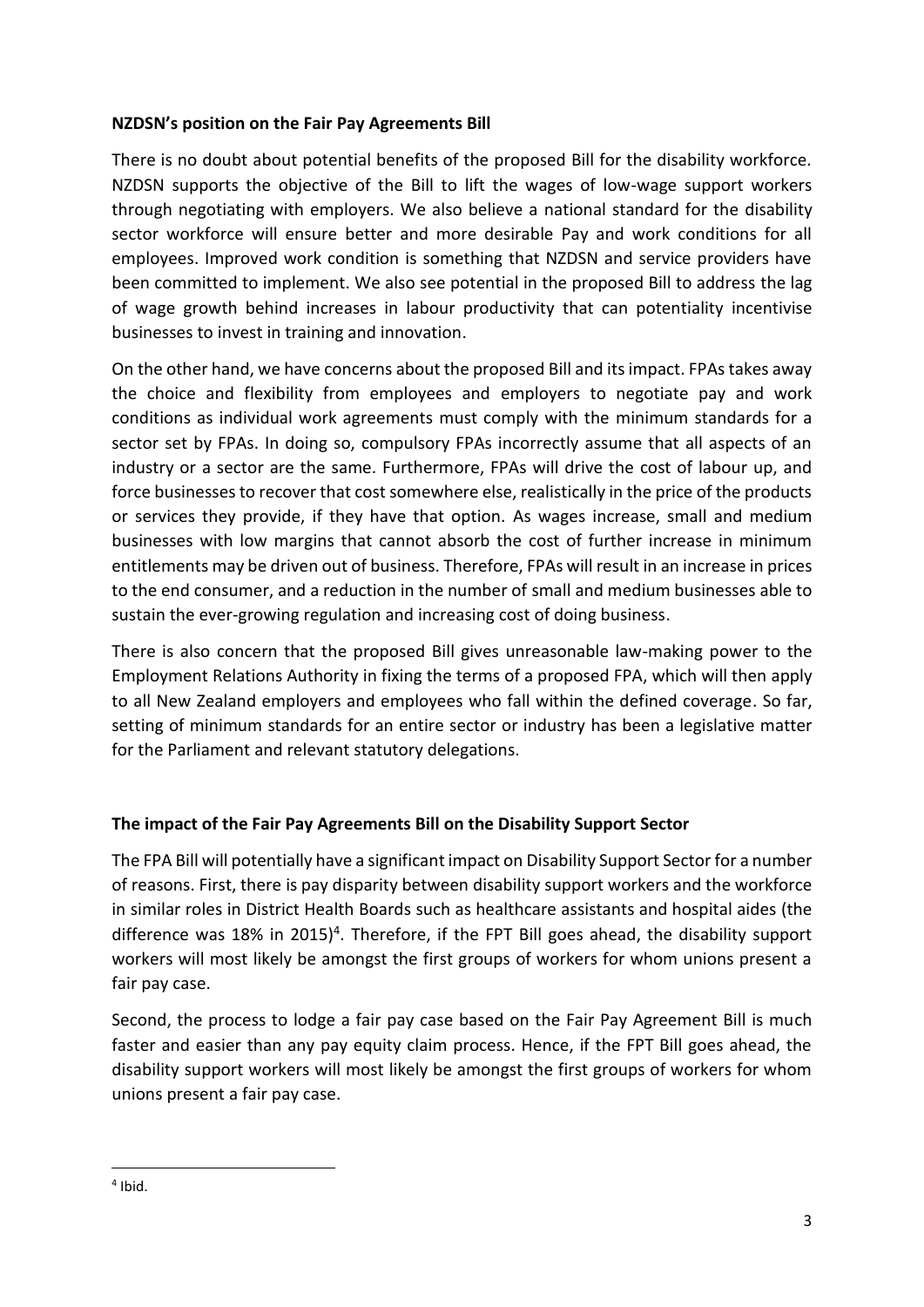**NZDSN's position on the Fair Pay Agreements Bill**

There is no doubt about potential benefits of the proposed Bill for the disability workforce. NZDSN supports the objective of the Bill to lift the wages of low-wage support workers through negotiating with employers. We also believe a national standard for the disability sector workforce will ensure better and more desirable Pay and work conditions for all employees. Improved work condition is something that NZDSN and service providers have been committed to implement. We also see potential in the proposed Bill to address the lag of wage growth behind increases in labour productivity that can potentiality incentivise businesses to invest in training and innovation.

On the other hand, we have concerns about the proposed Bill and its impact. FPAs takes away the choice and flexibility from employees and employers to negotiate pay and work conditions as individual work agreements must comply with the minimum standards for a sector set by FPAs. In doing so, compulsory FPAs incorrectly assume that all aspects of an industry or a sector are the same. Furthermore, FPAs will drive the cost of labour up, and force businesses to recover that cost somewhere else, realistically in the price of the products or services they provide, if they have that option. As wages increase, small and medium businesses with low margins that cannot absorb the cost of further increase in minimum entitlements may be driven out of business. Therefore, FPAs will result in an increase in prices to the end consumer, and a reduction in the number of small and medium businesses able to sustain the ever-growing regulation and increasing cost of doing business.

There is also concern that the proposed Bill gives unreasonable law-making power to the Employment Relations Authority in fixing the terms of a proposed FPA, which will then apply to all New Zealand employers and employees who fall within the defined coverage. So far, setting of minimum standards for an entire sector or industry has been a legislative matter for the Parliament and relevant statutory delegations.

**The impact of the Fair Pay Agreements Bill on the Disability Support Sector**

The FPA Bill will potentially have a significant impact on Disability Support Sector for a number of reasons. First, there is pay disparity between disability support workers and the workforce in similar roles in District Health Boards such as healthcare assistants and hospital aides (the difference was 18% in 2015)[4]. Therefore, if the FPT Bill goes ahead, the disability support workers will most likely be amongst the first groups of workers for whom unions present a fair pay case.

Second, the process to lodge a fair pay case based on the Fair Pay Agreement Bill is much faster and easier than any pay equity claim process. Hence, if the FPT Bill goes ahead, the disability support workers will most likely be amongst the first groups of workers for whom unions present a fair pay case.

[4] Ibid.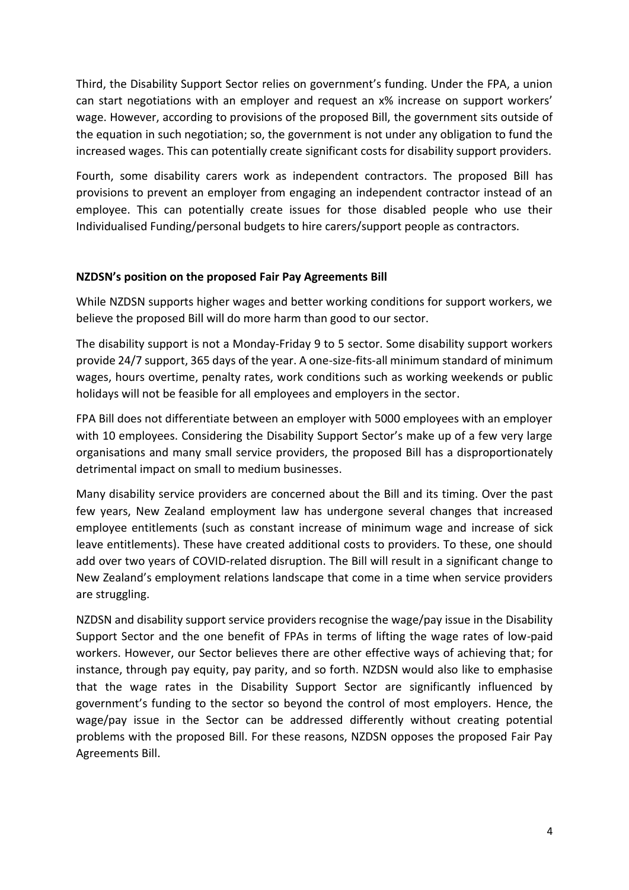Third, the Disability Support Sector relies on government's funding. Under the FPA, a union can start negotiations with an employer and request an x% increase on support workers' wage. However, according to provisions of the proposed Bill, the government sits outside of the equation in such negotiation; so, the government is not under any obligation to fund the increased wages. This can potentially create significant costs for disability support providers.

Fourth, some disability carers work as independent contractors. The proposed Bill has provisions to prevent an employer from engaging an independent contractor instead of an employee. This can potentially create issues for those disabled people who use their Individualised Funding/personal budgets to hire carers/support people as contractors.

**NZDSN's position on the proposed Fair Pay Agreements Bill**

While NZDSN supports higher wages and better working conditions for support workers, we believe the proposed Bill will do more harm than good to our sector.

The disability support is not a Monday-Friday 9 to 5 sector. Some disability support workers provide 24/7 support, 365 days of the year. A one-size-fits-all minimum standard of minimum wages, hours overtime, penalty rates, work conditions such as working weekends or public holidays will not be feasible for all employees and employers in the sector.

FPA Bill does not differentiate between an employer with 5000 employees with an employer with 10 employees. Considering the Disability Support Sector's make up of a few very large organisations and many small service providers, the proposed Bill has a disproportionately detrimental impact on small to medium businesses.

Many disability service providers are concerned about the Bill and its timing. Over the past few years, New Zealand employment law has undergone several changes that increased employee entitlements (such as constant increase of minimum wage and increase of sick leave entitlements). These have created additional costs to providers. To these, one should add over two years of COVID-related disruption. The Bill will result in a significant change to New Zealand's employment relations landscape that come in a time when service providers are struggling.

NZDSN and disability support service providers recognise the wage/pay issue in the Disability Support Sector and the one benefit of FPAs in terms of lifting the wage rates of low-paid workers. However, our Sector believes there are other effective ways of achieving that; for instance, through pay equity, pay parity, and so forth. NZDSN would also like to emphasise that the wage rates in the Disability Support Sector are significantly influenced by government's funding to the sector so beyond the control of most employers. Hence, the wage/pay issue in the Sector can be addressed differently without creating potential problems with the proposed Bill. For these reasons, NZDSN opposes the proposed Fair Pay Agreements Bill.